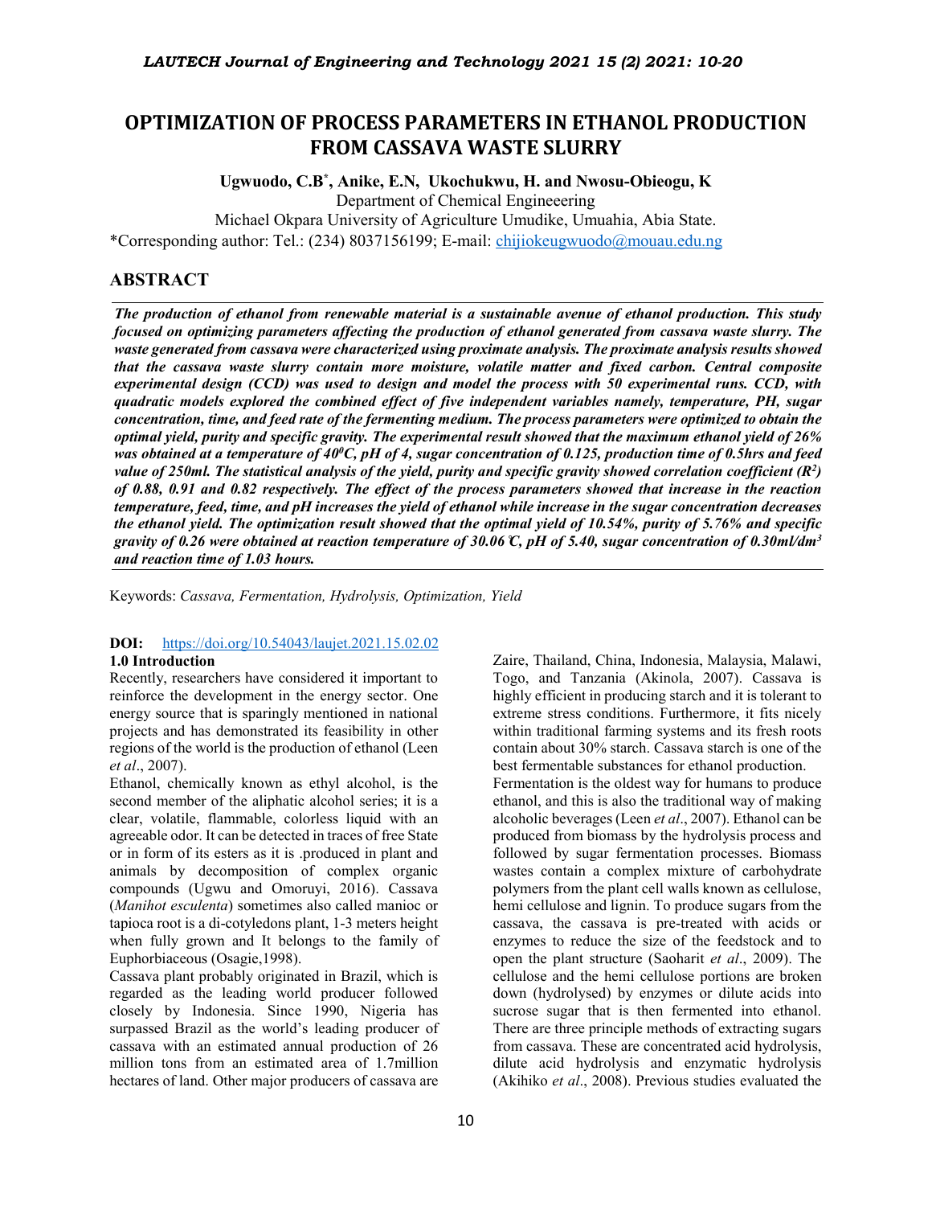# OPTIMIZATION OF PROCESS PARAMETERS IN ETHANOL PRODUCTION FROM CASSAVA WASTE SLURRY

**Ugwuodo, C.B\*, Anike, E.N, Ukochukwu, H. and Nwosu-Obieogu, K**

Department of Chemical Engineeering

Michael Okpara University of Agriculture Umudike, Umuahia, Abia State.

\*Corresponding author: Tel.: (234) 8037156199; E-mail: chijiokeugwuodo@mouau.edu.ng

## ABSTRACT

***The production of ethanol from renewable material is a sustainable avenue of ethanol production. This study focused on optimizing parameters affecting the production of ethanol generated from cassava waste slurry. The waste generated from cassava were characterized using proximate analysis. The proximate analysis results showed that the cassava waste slurry contain more moisture, volatile matter and fixed carbon. Central composite experimental design (CCD) was used to design and model the process with 50 experimental runs. CCD, with quadratic models explored the combined effect of five independent variables namely, temperature, PH, sugar concentration, time, and feed rate of the fermenting medium. The process parameters were optimized to obtain the optimal yield, purity and specific gravity. The experimental result showed that the maximum ethanol yield of 26% was obtained at a temperature of $40^0C$, pH of 4, sugar concentration of 0.125, production time of 0.5hrs and feed value of 250ml. The statistical analysis of the yield, purity and specific gravity showed correlation coefficient ($R^2$) of 0.88, 0.91 and 0.82 respectively. The effect of the process parameters showed that increase in the reaction temperature, feed, time, and pH increases the yield of ethanol while increase in the sugar concentration decreases the ethanol yield. The optimization result showed that the optimal yield of 10.54%, purity of 5.76% and specific gravity of 0.26 were obtained at reaction temperature of 30.06℃, pH of 5.40, sugar concentration of $0.30ml/dm^3$ and reaction time of 1.03 hours.***

Keywords: *Cassava, Fermentation, Hydrolysis, Optimization, Yield*

**DOI:** https://doi.org/10.54043/laujet.2021.15.02.02

## 1.0 Introduction

Recently, researchers have considered it important to reinforce the development in the energy sector. One energy source that is sparingly mentioned in national projects and has demonstrated its feasibility in other regions of the world is the production of ethanol (Leen *et al*., 2007).

Ethanol, chemically known as ethyl alcohol, is the second member of the aliphatic alcohol series; it is a clear, volatile, flammable, colorless liquid with an agreeable odor. It can be detected in traces of free State or in form of its esters as it is .produced in plant and animals by decomposition of complex organic compounds (Ugwu and Omoruyi, 2016). Cassava (*Manihot esculenta*) sometimes also called manioc or tapioca root is a di-cotyledons plant, 1-3 meters height when fully grown and It belongs to the family of Euphorbiaceous (Osagie,1998).

Cassava plant probably originated in Brazil, which is regarded as the leading world producer followed closely by Indonesia. Since 1990, Nigeria has surpassed Brazil as the world's leading producer of cassava with an estimated annual production of 26 million tons from an estimated area of 1.7million hectares of land. Other major producers of cassava are Zaire, Thailand, China, Indonesia, Malaysia, Malawi, Togo, and Tanzania (Akinola, 2007). Cassava is highly efficient in producing starch and it is tolerant to extreme stress conditions. Furthermore, it fits nicely within traditional farming systems and its fresh roots contain about 30% starch. Cassava starch is one of the best fermentable substances for ethanol production.

Fermentation is the oldest way for humans to produce ethanol, and this is also the traditional way of making alcoholic beverages (Leen *et al*., 2007). Ethanol can be produced from biomass by the hydrolysis process and followed by sugar fermentation processes. Biomass wastes contain a complex mixture of carbohydrate polymers from the plant cell walls known as cellulose, hemi cellulose and lignin. To produce sugars from the cassava, the cassava is pre-treated with acids or enzymes to reduce the size of the feedstock and to open the plant structure (Saoharit *et al*., 2009). The cellulose and the hemi cellulose portions are broken down (hydrolysed) by enzymes or dilute acids into sucrose sugar that is then fermented into ethanol. There are three principle methods of extracting sugars from cassava. These are concentrated acid hydrolysis, dilute acid hydrolysis and enzymatic hydrolysis (Akihiko *et al*., 2008). Previous studies evaluated the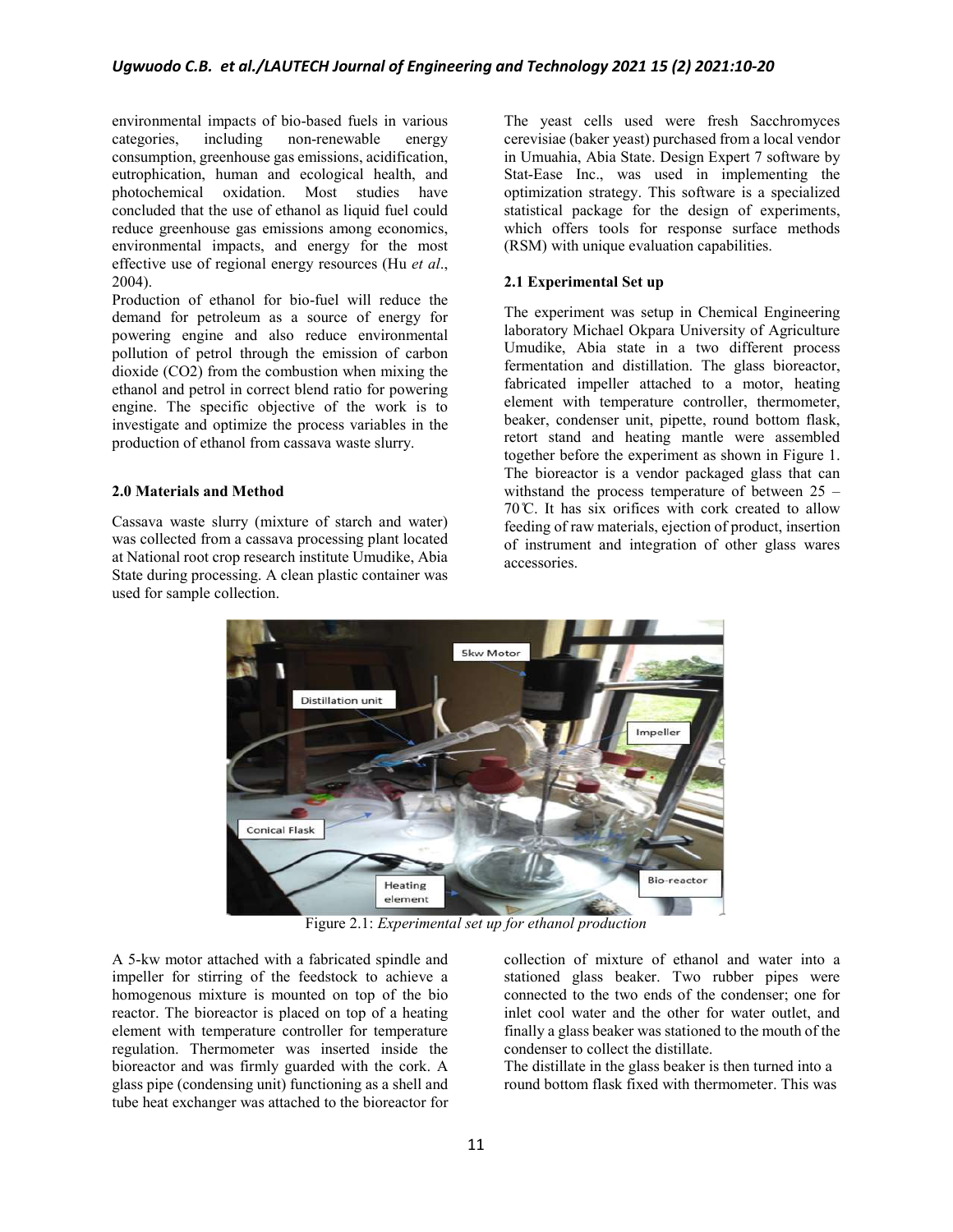environmental impacts of bio-based fuels in various categories, including non-renewable energy consumption, greenhouse gas emissions, acidification, eutrophication, human and ecological health, and photochemical oxidation. Most studies have concluded that the use of ethanol as liquid fuel could reduce greenhouse gas emissions among economics, environmental impacts, and energy for the most effective use of regional energy resources (Hu *et al*., 2004).

Production of ethanol for bio-fuel will reduce the demand for petroleum as a source of energy for powering engine and also reduce environmental pollution of petrol through the emission of carbon dioxide ($CO_2$) from the combustion when mixing the ethanol and petrol in correct blend ratio for powering engine. The specific objective of the work is to investigate and optimize the process variables in the production of ethanol from cassava waste slurry.

## 2.0 Materials and Method

Cassava waste slurry (mixture of starch and water) was collected from a cassava processing plant located at National root crop research institute Umudike, Abia State during processing. A clean plastic container was used for sample collection.

The yeast cells used were fresh Sacchromyces cerevisiae (baker yeast) purchased from a local vendor in Umuahia, Abia State. Design Expert 7 software by Stat-Ease Inc., was used in implementing the optimization strategy. This software is a specialized statistical package for the design of experiments, which offers tools for response surface methods (RSM) with unique evaluation capabilities.

### 2.1 Experimental Set up

The experiment was setup in Chemical Engineering laboratory Michael Okpara University of Agriculture Umudike, Abia state in a two different process fermentation and distillation. The glass bioreactor, fabricated impeller attached to a motor, heating element with temperature controller, thermometer, beaker, condenser unit, pipette, round bottom flask, retort stand and heating mantle were assembled together before the experiment as shown in Figure 1. The bioreactor is a vendor packaged glass that can withstand the process temperature of between 25 – 70℃. It has six orifices with cork created to allow feeding of raw materials, ejection of product, insertion of instrument and integration of other glass wares accessories.

Figure 2.1: *Experimental set up for ethanol production*

A 5-kw motor attached with a fabricated spindle and impeller for stirring of the feedstock to achieve a homogenous mixture is mounted on top of the bio reactor. The bioreactor is placed on top of a heating element with temperature controller for temperature regulation. Thermometer was inserted inside the bioreactor and was firmly guarded with the cork. A glass pipe (condensing unit) functioning as a shell and tube heat exchanger was attached to the bioreactor for collection of mixture of ethanol and water into a stationed glass beaker. Two rubber pipes were connected to the two ends of the condenser; one for inlet cool water and the other for water outlet, and finally a glass beaker was stationed to the mouth of the condenser to collect the distillate.

The distillate in the glass beaker is then turned into a round bottom flask fixed with thermometer. This was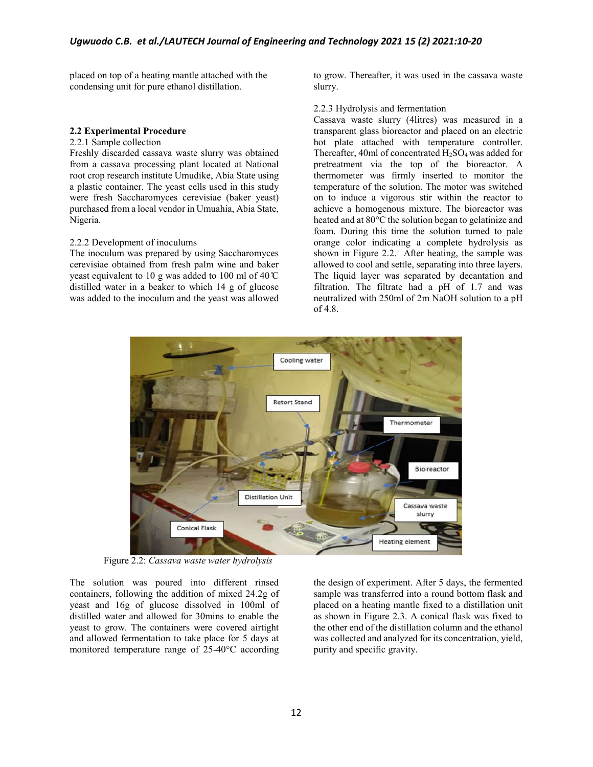placed on top of a heating mantle attached with the condensing unit for pure ethanol distillation.

## 2.2 Experimental Procedure

### 2.2.1 Sample collection

Freshly discarded cassava waste slurry was obtained from a cassava processing plant located at National root crop research institute Umudike, Abia State using a plastic container. The yeast cells used in this study were fresh Saccharomyces cerevisiae (baker yeast) purchased from a local vendor in Umuahia, Abia State, Nigeria.

### 2.2.2 Development of inoculums

The inoculum was prepared by using Saccharomyces cerevisiae obtained from fresh palm wine and baker yeast equivalent to 10 g was added to 100 ml of 40℃ distilled water in a beaker to which 14 g of glucose was added to the inoculum and the yeast was allowed to grow. Thereafter, it was used in the cassava waste slurry.

### 2.2.3 Hydrolysis and fermentation

Cassava waste slurry (4litres) was measured in a transparent glass bioreactor and placed on an electric hot plate attached with temperature controller. Thereafter, 40ml of concentrated $H_2SO_4$ was added for pretreatment via the top of the bioreactor. A thermometer was firmly inserted to monitor the temperature of the solution. The motor was switched on to induce a vigorous stir within the reactor to achieve a homogenous mixture. The bioreactor was heated and at 80°C the solution began to gelatinize and foam. During this time the solution turned to pale orange color indicating a complete hydrolysis as shown in Figure 2.2. After heating, the sample was allowed to cool and settle, separating into three layers. The liquid layer was separated by decantation and filtration. The filtrate had a pH of 1.7 and was neutralized with 250ml of 2m NaOH solution to a pH of 4.8.

Figure 2.2: *Cassava waste water hydrolysis*

The solution was poured into different rinsed containers, following the addition of mixed 24.2g of yeast and 16g of glucose dissolved in 100ml of distilled water and allowed for 30mins to enable the yeast to grow. The containers were covered airtight and allowed fermentation to take place for 5 days at monitored temperature range of 25-40°C according the design of experiment. After 5 days, the fermented sample was transferred into a round bottom flask and placed on a heating mantle fixed to a distillation unit as shown in Figure 2.3. A conical flask was fixed to the other end of the distillation column and the ethanol was collected and analyzed for its concentration, yield, purity and specific gravity.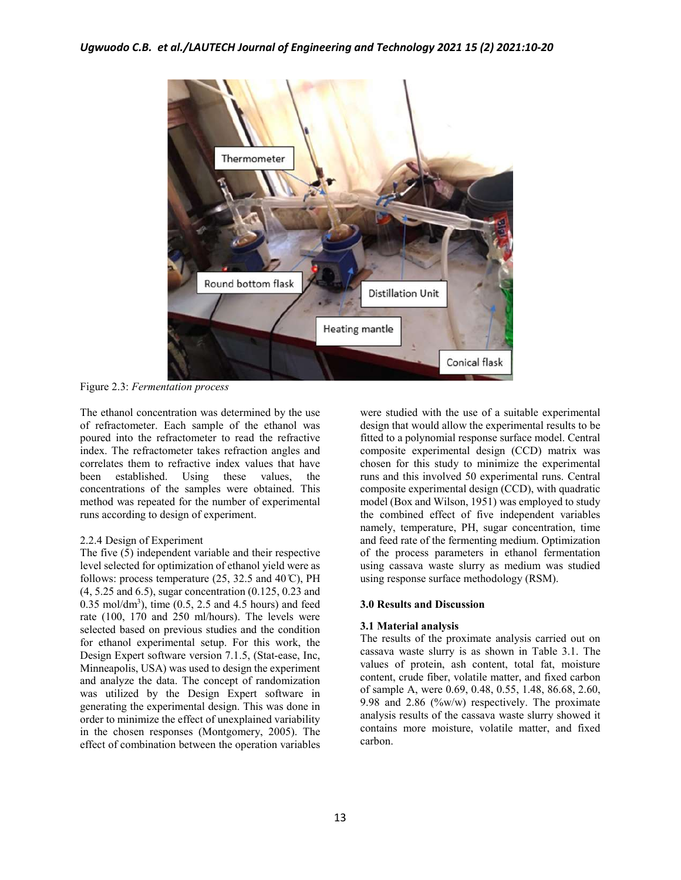Figure 2.3: *Fermentation process*

The ethanol concentration was determined by the use of refractometer. Each sample of the ethanol was poured into the refractometer to read the refractive index. The refractometer takes refraction angles and correlates them to refractive index values that have been established. Using these values, the concentrations of the samples were obtained. This method was repeated for the number of experimental runs according to design of experiment.

2.2.4 Design of Experiment

The five (5) independent variable and their respective level selected for optimization of ethanol yield were as follows: process temperature (25, 32.5 and 40℃), PH (4, 5.25 and 6.5), sugar concentration (0.125, 0.23 and 0.35 mol/dm$^3$), time (0.5, 2.5 and 4.5 hours) and feed rate (100, 170 and 250 ml/hours). The levels were selected based on previous studies and the condition for ethanol experimental setup. For this work, the Design Expert software version 7.1.5, (Stat-ease, Inc, Minneapolis, USA) was used to design the experiment and analyze the data. The concept of randomization was utilized by the Design Expert software in generating the experimental design. This was done in order to minimize the effect of unexplained variability in the chosen responses (Montgomery, 2005). The effect of combination between the operation variables were studied with the use of a suitable experimental design that would allow the experimental results to be fitted to a polynomial response surface model. Central composite experimental design (CCD) matrix was chosen for this study to minimize the experimental runs and this involved 50 experimental runs. Central composite experimental design (CCD), with quadratic model (Box and Wilson, 1951) was employed to study the combined effect of five independent variables namely, temperature, PH, sugar concentration, time and feed rate of the fermenting medium. Optimization of the process parameters in ethanol fermentation using cassava waste slurry as medium was studied using response surface methodology (RSM).

## 3.0 Results and Discussion

### 3.1 Material analysis

The results of the proximate analysis carried out on cassava waste slurry is as shown in Table 3.1. The values of protein, ash content, total fat, moisture content, crude fiber, volatile matter, and fixed carbon of sample A, were 0.69, 0.48, 0.55, 1.48, 86.68, 2.60, 9.98 and 2.86 (%w/w) respectively. The proximate analysis results of the cassava waste slurry showed it contains more moisture, volatile matter, and fixed carbon.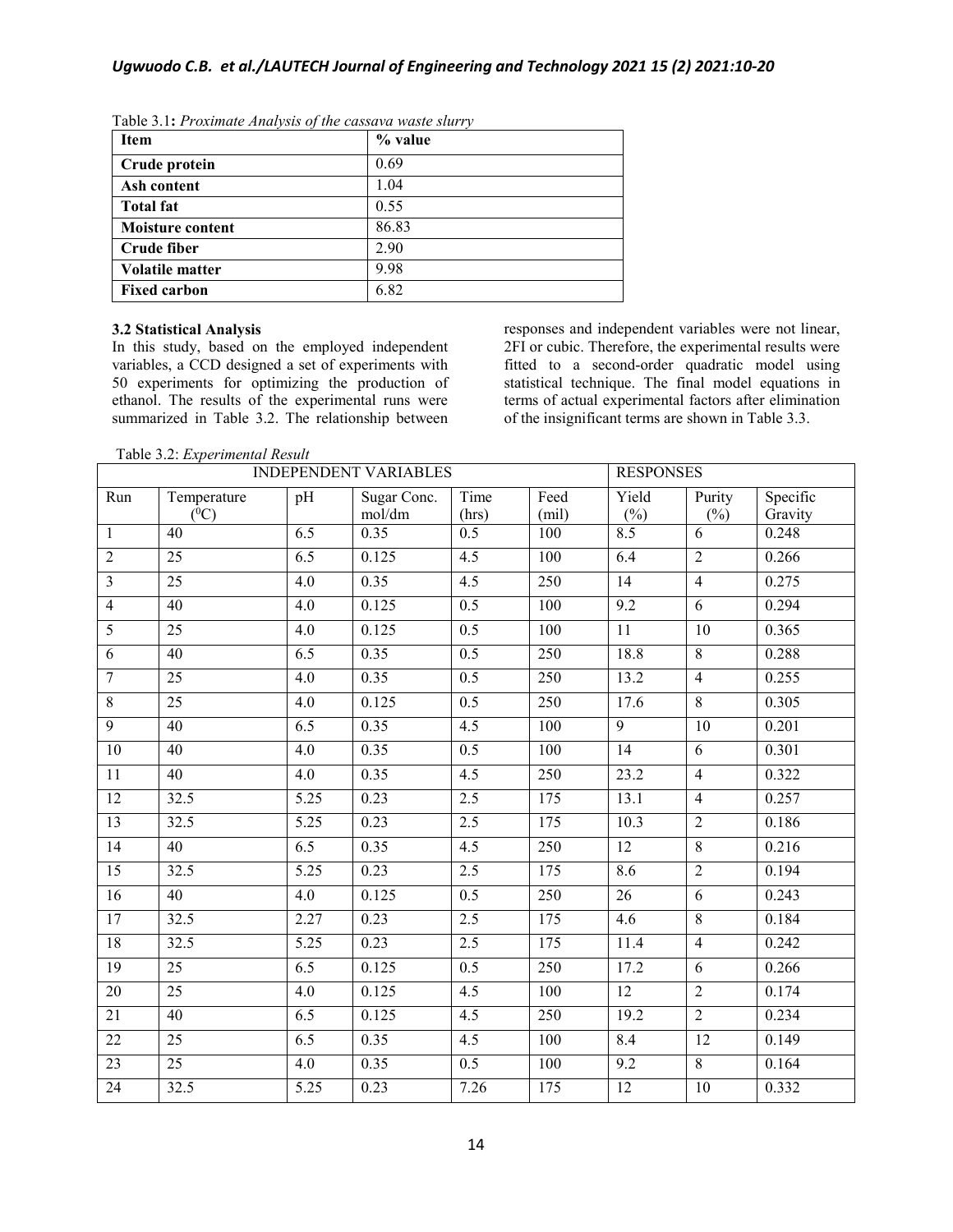Table 3.1**:** *Proximate Analysis of the cassava waste slurry*

| Item | % value |
|---|---|
| **Crude protein** | 0.69 |
| **Ash content** | 1.04 |
| **Total fat** | 0.55 |
| **Moisture content** | 86.83 |
| **Crude fiber** | 2.90 |
| **Volatile matter** | 9.98 |
| **Fixed carbon** | 6.82 |

**3.2 Statistical Analysis**

In this study, based on the employed independent variables, a CCD designed a set of experiments with 50 experiments for optimizing the production of ethanol. The results of the experimental runs were summarized in Table 3.2. The relationship between responses and independent variables were not linear, 2FI or cubic. Therefore, the experimental results were fitted to a second-order quadratic model using statistical technique. The final model equations in terms of actual experimental factors after elimination of the insignificant terms are shown in Table 3.3.

Table 3.2: *Experimental Result*

| INDEPENDENT VARIABLES | | | | | | RESPONSES | | |
|---|---|---|---|---|---|---|---|---|
| Run | Temperature ($^0$C) | pH | Sugar Conc. mol/dm | Time (hrs) | Feed (mil) | Yield (%) | Purity (%) | Specific Gravity |
| 1 | 40 | 6.5 | 0.35 | 0.5 | 100 | 8.5 | 6 | 0.248 |
| 2 | 25 | 6.5 | 0.125 | 4.5 | 100 | 6.4 | 2 | 0.266 |
| 3 | 25 | 4.0 | 0.35 | 4.5 | 250 | 14 | 4 | 0.275 |
| 4 | 40 | 4.0 | 0.125 | 0.5 | 100 | 9.2 | 6 | 0.294 |
| 5 | 25 | 4.0 | 0.125 | 0.5 | 100 | 11 | 10 | 0.365 |
| 6 | 40 | 6.5 | 0.35 | 0.5 | 250 | 18.8 | 8 | 0.288 |
| 7 | 25 | 4.0 | 0.35 | 0.5 | 250 | 13.2 | 4 | 0.255 |
| 8 | 25 | 4.0 | 0.125 | 0.5 | 250 | 17.6 | 8 | 0.305 |
| 9 | 40 | 6.5 | 0.35 | 4.5 | 100 | 9 | 10 | 0.201 |
| 10 | 40 | 4.0 | 0.35 | 0.5 | 100 | 14 | 6 | 0.301 |
| 11 | 40 | 4.0 | 0.35 | 4.5 | 250 | 23.2 | 4 | 0.322 |
| 12 | 32.5 | 5.25 | 0.23 | 2.5 | 175 | 13.1 | 4 | 0.257 |
| 13 | 32.5 | 5.25 | 0.23 | 2.5 | 175 | 10.3 | 2 | 0.186 |
| 14 | 40 | 6.5 | 0.35 | 4.5 | 250 | 12 | 8 | 0.216 |
| 15 | 32.5 | 5.25 | 0.23 | 2.5 | 175 | 8.6 | 2 | 0.194 |
| 16 | 40 | 4.0 | 0.125 | 0.5 | 250 | 26 | 6 | 0.243 |
| 17 | 32.5 | 2.27 | 0.23 | 2.5 | 175 | 4.6 | 8 | 0.184 |
| 18 | 32.5 | 5.25 | 0.23 | 2.5 | 175 | 11.4 | 4 | 0.242 |
| 19 | 25 | 6.5 | 0.125 | 0.5 | 250 | 17.2 | 6 | 0.266 |
| 20 | 25 | 4.0 | 0.125 | 4.5 | 100 | 12 | 2 | 0.174 |
| 21 | 40 | 6.5 | 0.125 | 4.5 | 250 | 19.2 | 2 | 0.234 |
| 22 | 25 | 6.5 | 0.35 | 4.5 | 100 | 8.4 | 12 | 0.149 |
| 23 | 25 | 4.0 | 0.35 | 0.5 | 100 | 9.2 | 8 | 0.164 |
| 24 | 32.5 | 5.25 | 0.23 | 7.26 | 175 | 12 | 10 | 0.332 |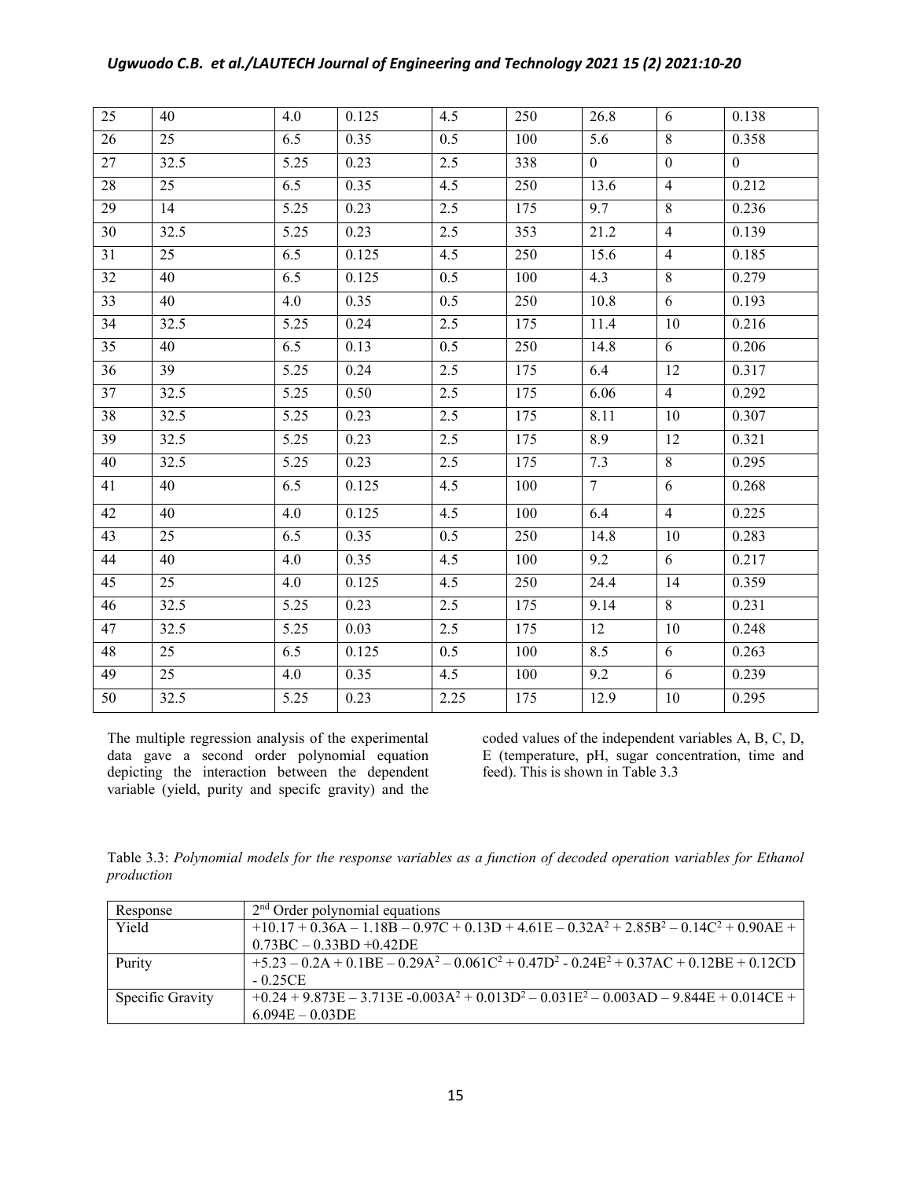| 25 | 40 | 4.0 | 0.125 | 4.5 | 250 | 26.8 | 6 | 0.138 |
|---|---|---|---|---|---|---|---|---|
| 26 | 25 | 6.5 | 0.35 | 0.5 | 100 | 5.6 | 8 | 0.358 |
| 27 | 32.5 | 5.25 | 0.23 | 2.5 | 338 | 0 | 0 | 0 |
| 28 | 25 | 6.5 | 0.35 | 4.5 | 250 | 13.6 | 4 | 0.212 |
| 29 | 14 | 5.25 | 0.23 | 2.5 | 175 | 9.7 | 8 | 0.236 |
| 30 | 32.5 | 5.25 | 0.23 | 2.5 | 353 | 21.2 | 4 | 0.139 |
| 31 | 25 | 6.5 | 0.125 | 4.5 | 250 | 15.6 | 4 | 0.185 |
| 32 | 40 | 6.5 | 0.125 | 0.5 | 100 | 4.3 | 8 | 0.279 |
| 33 | 40 | 4.0 | 0.35 | 0.5 | 250 | 10.8 | 6 | 0.193 |
| 34 | 32.5 | 5.25 | 0.24 | 2.5 | 175 | 11.4 | 10 | 0.216 |
| 35 | 40 | 6.5 | 0.13 | 0.5 | 250 | 14.8 | 6 | 0.206 |
| 36 | 39 | 5.25 | 0.24 | 2.5 | 175 | 6.4 | 12 | 0.317 |
| 37 | 32.5 | 5.25 | 0.50 | 2.5 | 175 | 6.06 | 4 | 0.292 |
| 38 | 32.5 | 5.25 | 0.23 | 2.5 | 175 | 8.11 | 10 | 0.307 |
| 39 | 32.5 | 5.25 | 0.23 | 2.5 | 175 | 8.9 | 12 | 0.321 |
| 40 | 32.5 | 5.25 | 0.23 | 2.5 | 175 | 7.3 | 8 | 0.295 |
| 41 | 40 | 6.5 | 0.125 | 4.5 | 100 | 7 | 6 | 0.268 |
| 42 | 40 | 4.0 | 0.125 | 4.5 | 100 | 6.4 | 4 | 0.225 |
| 43 | 25 | 6.5 | 0.35 | 0.5 | 250 | 14.8 | 10 | 0.283 |
| 44 | 40 | 4.0 | 0.35 | 4.5 | 100 | 9.2 | 6 | 0.217 |
| 45 | 25 | 4.0 | 0.125 | 4.5 | 250 | 24.4 | 14 | 0.359 |
| 46 | 32.5 | 5.25 | 0.23 | 2.5 | 175 | 9.14 | 8 | 0.231 |
| 47 | 32.5 | 5.25 | 0.03 | 2.5 | 175 | 12 | 10 | 0.248 |
| 48 | 25 | 6.5 | 0.125 | 0.5 | 100 | 8.5 | 6 | 0.263 |
| 49 | 25 | 4.0 | 0.35 | 4.5 | 100 | 9.2 | 6 | 0.239 |
| 50 | 32.5 | 5.25 | 0.23 | 2.25 | 175 | 12.9 | 10 | 0.295 |

The multiple regression analysis of the experimental data gave a second order polynomial equation depicting the interaction between the dependent variable (yield, purity and specifc gravity) and the coded values of the independent variables A, B, C, D, E (temperature, pH, sugar concentration, time and feed). This is shown in Table 3.3

Table 3.3: *Polynomial models for the response variables as a function of decoded operation variables for Ethanol production*

| Response | $2^{nd}$ Order polynomial equations |
|---|---|
| Yield | $+10.17 + 0.36A - 1.18B - 0.97C + 0.13D + 4.61E - 0.32A^2 + 2.85B^2 - 0.14C^2 + 0.90AE + 0.73BC - 0.33BD + 0.42DE$ |
| Purity | $+5.23 - 0.2A + 0.1BE - 0.29A^2 - 0.061C^2 + 0.47D^2 - 0.24E^2 + 0.37AC + 0.12BE + 0.12CD - 0.25CE$ |
| Specific Gravity | $+0.24 + 9.873E - 3.713E - 0.003A^2 + 0.013D^2 - 0.031E^2 - 0.003AD - 9.844E + 0.014CE + 6.094E - 0.03DE$ |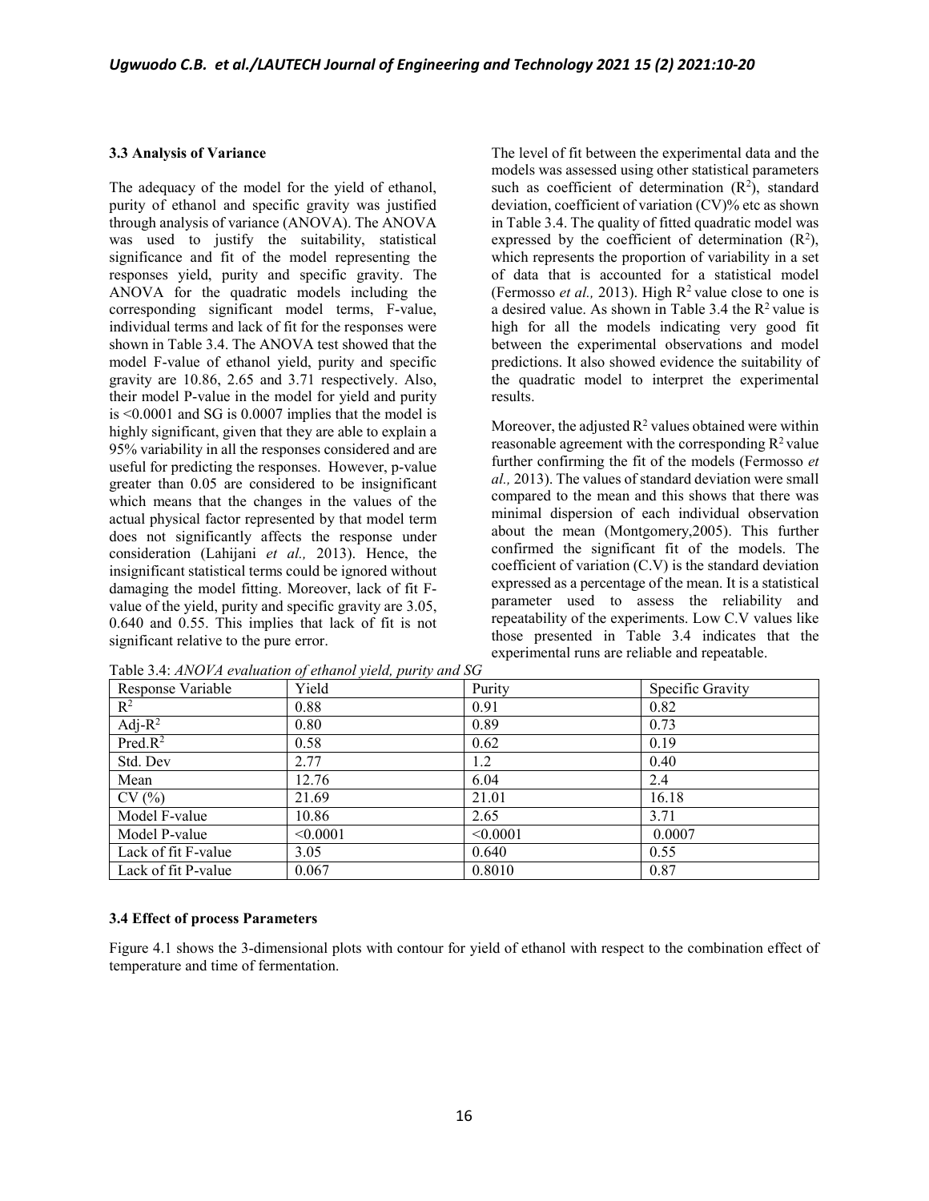### 3.3 Analysis of Variance

The adequacy of the model for the yield of ethanol, purity of ethanol and specific gravity was justified through analysis of variance (ANOVA). The ANOVA was used to justify the suitability, statistical significance and fit of the model representing the responses yield, purity and specific gravity. The ANOVA for the quadratic models including the corresponding significant model terms, F-value, individual terms and lack of fit for the responses were shown in Table 3.4. The ANOVA test showed that the model F-value of ethanol yield, purity and specific gravity are 10.86, 2.65 and 3.71 respectively. Also, their model P-value in the model for yield and purity is <0.0001 and SG is 0.0007 implies that the model is highly significant, given that they are able to explain a 95% variability in all the responses considered and are useful for predicting the responses. However, p-value greater than 0.05 are considered to be insignificant which means that the changes in the values of the actual physical factor represented by that model term does not significantly affects the response under consideration (Lahijani *et al.,* 2013). Hence, the insignificant statistical terms could be ignored without damaging the model fitting. Moreover, lack of fit F-value of the yield, purity and specific gravity are 3.05, 0.640 and 0.55. This implies that lack of fit is not significant relative to the pure error.

The level of fit between the experimental data and the models was assessed using other statistical parameters such as coefficient of determination ($R^2$), standard deviation, coefficient of variation (CV)% etc as shown in Table 3.4. The quality of fitted quadratic model was expressed by the coefficient of determination ($R^2$), which represents the proportion of variability in a set of data that is accounted for a statistical model (Fermosso *et al.,* 2013). High $R^2$ value close to one is a desired value. As shown in Table 3.4 the $R^2$ value is high for all the models indicating very good fit between the experimental observations and model predictions. It also showed evidence the suitability of the quadratic model to interpret the experimental results.

Moreover, the adjusted $R^2$ values obtained were within reasonable agreement with the corresponding $R^2$ value further confirming the fit of the models (Fermosso *et al.,* 2013). The values of standard deviation were small compared to the mean and this shows that there was minimal dispersion of each individual observation about the mean (Montgomery,2005). This further confirmed the significant fit of the models. The coefficient of variation (C.V) is the standard deviation expressed as a percentage of the mean. It is a statistical parameter used to assess the reliability and repeatability of the experiments. Low C.V values like those presented in Table 3.4 indicates that the experimental runs are reliable and repeatable.

Table 3.4: *ANOVA evaluation of ethanol yield, purity and SG*

| Response Variable | Yield | Purity | Specific Gravity |
|---|---|---|---|
| $R^2$ | 0.88 | 0.91 | 0.82 |
| Adj-$R^2$ | 0.80 | 0.89 | 0.73 |
| Pred.$R^2$ | 0.58 | 0.62 | 0.19 |
| Std. Dev | 2.77 | 1.2 | 0.40 |
| Mean | 12.76 | 6.04 | 2.4 |
| CV (%) | 21.69 | 21.01 | 16.18 |
| Model F-value | 10.86 | 2.65 | 3.71 |
| Model P-value | <0.0001 | <0.0001 | 0.0007 |
| Lack of fit F-value | 3.05 | 0.640 | 0.55 |
| Lack of fit P-value | 0.067 | 0.8010 | 0.87 |

### 3.4 Effect of process Parameters

Figure 4.1 shows the 3-dimensional plots with contour for yield of ethanol with respect to the combination effect of temperature and time of fermentation.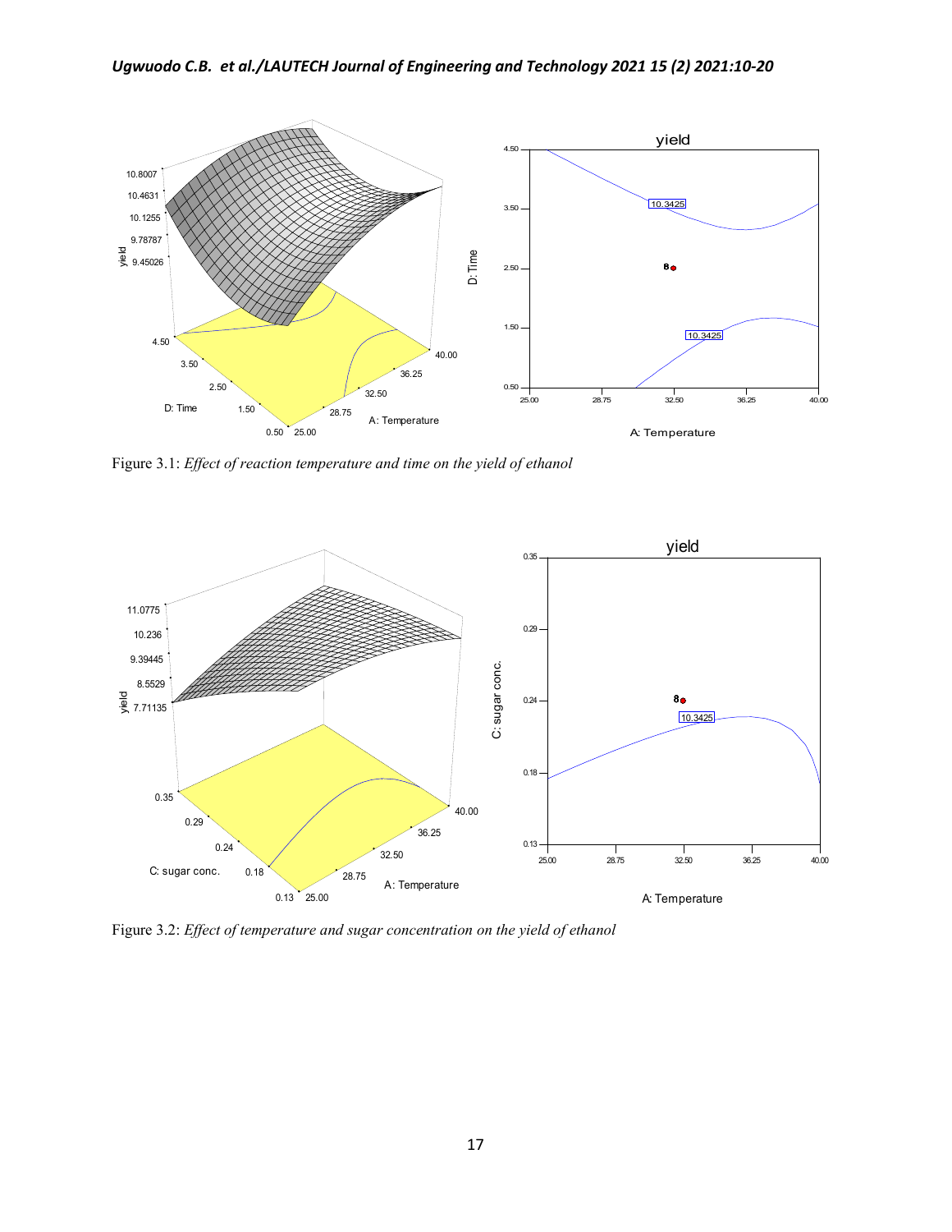Figure 3.1: *Effect of reaction temperature and time on the yield of ethanol*

Figure 3.2: *Effect of temperature and sugar concentration on the yield of ethanol*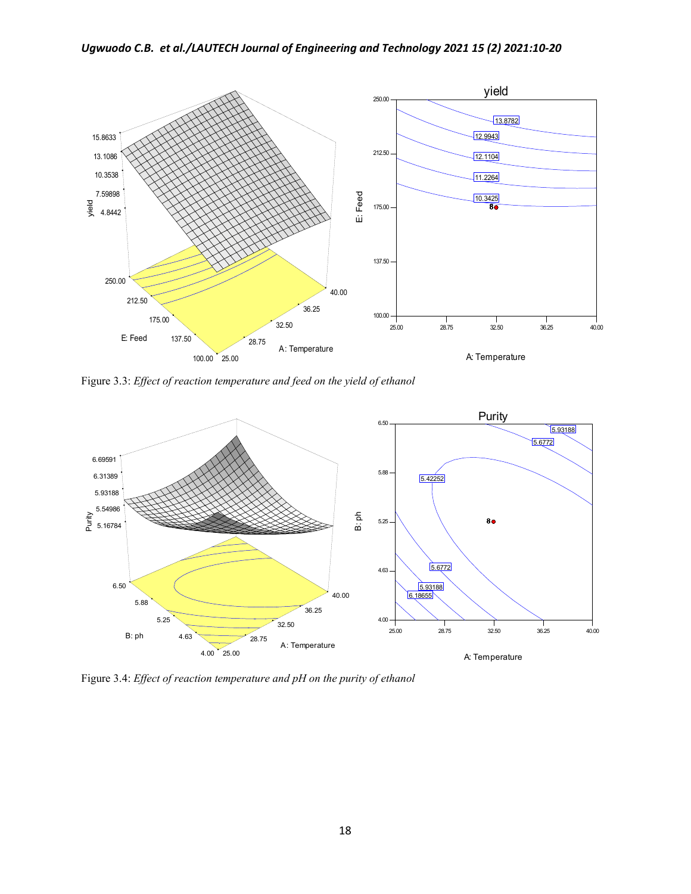Figure 3.3: *Effect of reaction temperature and feed on the yield of ethanol*

Figure 3.4: *Effect of reaction temperature and pH on the purity of ethanol*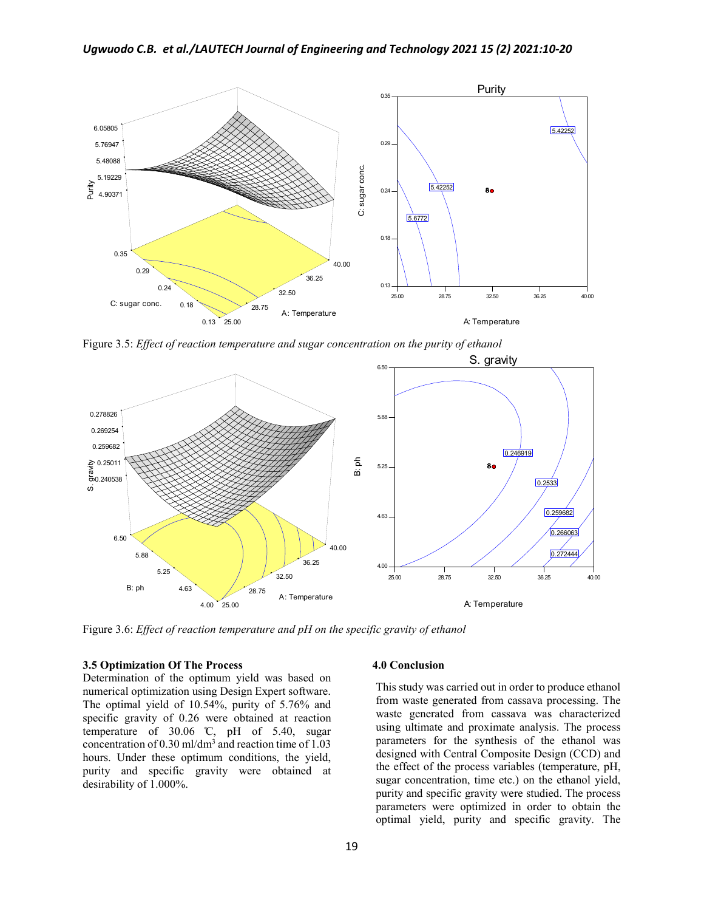Figure 3.5: *Effect of reaction temperature and sugar concentration on the purity of ethanol*

Figure 3.6: *Effect of reaction temperature and pH on the specific gravity of ethanol*

### 3.5 Optimization Of The Process

Determination of the optimum yield was based on numerical optimization using Design Expert software. The optimal yield of 10.54%, purity of 5.76% and specific gravity of 0.26 were obtained at reaction temperature of 30.06 ℃, pH of 5.40, sugar concentration of 0.30 ml/dm$^3$ and reaction time of 1.03 hours. Under these optimum conditions, the yield, purity and specific gravity were obtained at desirability of 1.000%.

### 4.0 Conclusion

This study was carried out in order to produce ethanol from waste generated from cassava processing. The waste generated from cassava was characterized using ultimate and proximate analysis. The process parameters for the synthesis of the ethanol was designed with Central Composite Design (CCD) and the effect of the process variables (temperature, pH, sugar concentration, time etc.) on the ethanol yield, purity and specific gravity were studied. The process parameters were optimized in order to obtain the optimal yield, purity and specific gravity. The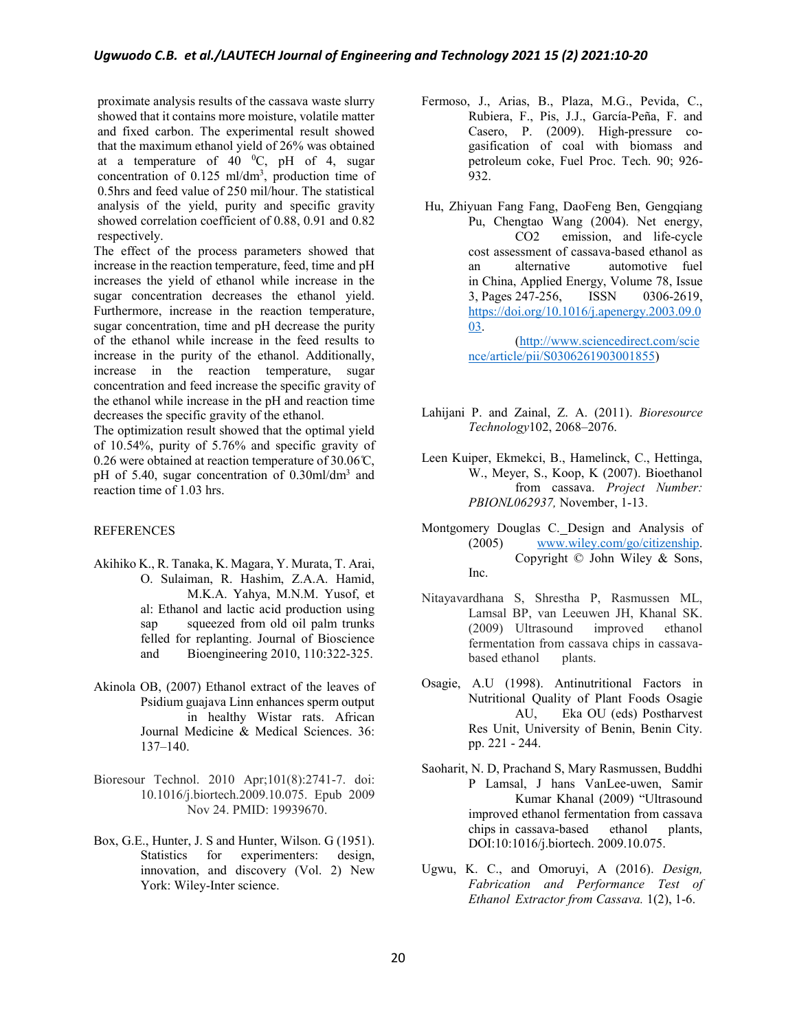proximate analysis results of the cassava waste slurry showed that it contains more moisture, volatile matter and fixed carbon. The experimental result showed that the maximum ethanol yield of 26% was obtained at a temperature of 40 $^0$C, pH of 4, sugar concentration of 0.125 ml/dm$^3$, production time of 0.5hrs and feed value of 250 mil/hour. The statistical analysis of the yield, purity and specific gravity showed correlation coefficient of 0.88, 0.91 and 0.82 respectively.

The effect of the process parameters showed that increase in the reaction temperature, feed, time and pH increases the yield of ethanol while increase in the sugar concentration decreases the ethanol yield. Furthermore, increase in the reaction temperature, sugar concentration, time and pH decrease the purity of the ethanol while increase in the feed results to increase in the purity of the ethanol. Additionally, increase in the reaction temperature, sugar concentration and feed increase the specific gravity of the ethanol while increase in the pH and reaction time decreases the specific gravity of the ethanol.

The optimization result showed that the optimal yield of 10.54%, purity of 5.76% and specific gravity of 0.26 were obtained at reaction temperature of 30.06℃, pH of 5.40, sugar concentration of 0.30ml/dm$^3$ and reaction time of 1.03 hrs.

## REFERENCES

Akihiko K., R. Tanaka, K. Magara, Y. Murata, T. Arai, O. Sulaiman, R. Hashim, Z.A.A. Hamid, M.K.A. Yahya, M.N.M. Yusof, et al: Ethanol and lactic acid production using sap squeezed from old oil palm trunks felled for replanting. Journal of Bioscience and Bioengineering 2010, 110:322-325.

Akinola OB, (2007) Ethanol extract of the leaves of Psidium guajava Linn enhances sperm output in healthy Wistar rats. African Journal Medicine & Medical Sciences. 36: 137–140.

Bioresour Technol. 2010 Apr;101(8):2741-7. doi: 10.1016/j.biortech.2009.10.075. Epub 2009 Nov 24. PMID: 19939670.

Box, G.E., Hunter, J. S and Hunter, Wilson. G (1951). Statistics for experimenters: design, innovation, and discovery (Vol. 2) New York: Wiley-Inter science.

Fermoso, J., Arias, B., Plaza, M.G., Pevida, C., Rubiera, F., Pis, J.J., García-Peña, F. and Casero, P. (2009). High-pressure co-gasification of coal with biomass and petroleum coke, Fuel Proc. Tech. 90; 926-932.

Hu, Zhiyuan Fang Fang, DaoFeng Ben, Gengqiang Pu, Chengtao Wang (2004). Net energy, CO2 emission, and life-cycle cost assessment of cassava-based ethanol as an alternative automotive fuel in China, Applied Energy, Volume 78, Issue 3, Pages 247-256, ISSN 0306-2619, https://doi.org/10.1016/j.apenergy.2003.09.003. (http://www.sciencedirect.com/science/article/pii/S0306261903001855)

Lahijani P. and Zainal, Z. A. (2011). *Bioresource Technology*102, 2068–2076.

Leen Kuiper, Ekmekci, B., Hamelinck, C., Hettinga, W., Meyer, S., Koop, K (2007). Bioethanol from cassava. *Project Number: PBIONL062937,* November, 1-13.

Montgomery Douglas C. Design and Analysis of (2005) www.wiley.com/go/citizenship. Copyright © John Wiley & Sons, Inc.

Nitayavardhana S, Shrestha P, Rasmussen ML, Lamsal BP, van Leeuwen JH, Khanal SK. (2009) Ultrasound improved ethanol fermentation from cassava chips in cassava-based ethanol plants.

Osagie, A.U (1998). Antinutritional Factors in Nutritional Quality of Plant Foods Osagie AU, Eka OU (eds) Postharvest Res Unit, University of Benin, Benin City. pp. 221 - 244.

Saoharit, N. D, Prachand S, Mary Rasmussen, Buddhi P Lamsal, J hans VanLee-uwen, Samir Kumar Khanal (2009) "Ultrasound improved ethanol fermentation from cassava chips in cassava-based ethanol plants, DOI:10:1016/j.biortech. 2009.10.075.

Ugwu, K. C., and Omoruyi, A (2016). *Design, Fabrication and Performance Test of Ethanol Extractor from Cassava.* 1(2), 1-6.